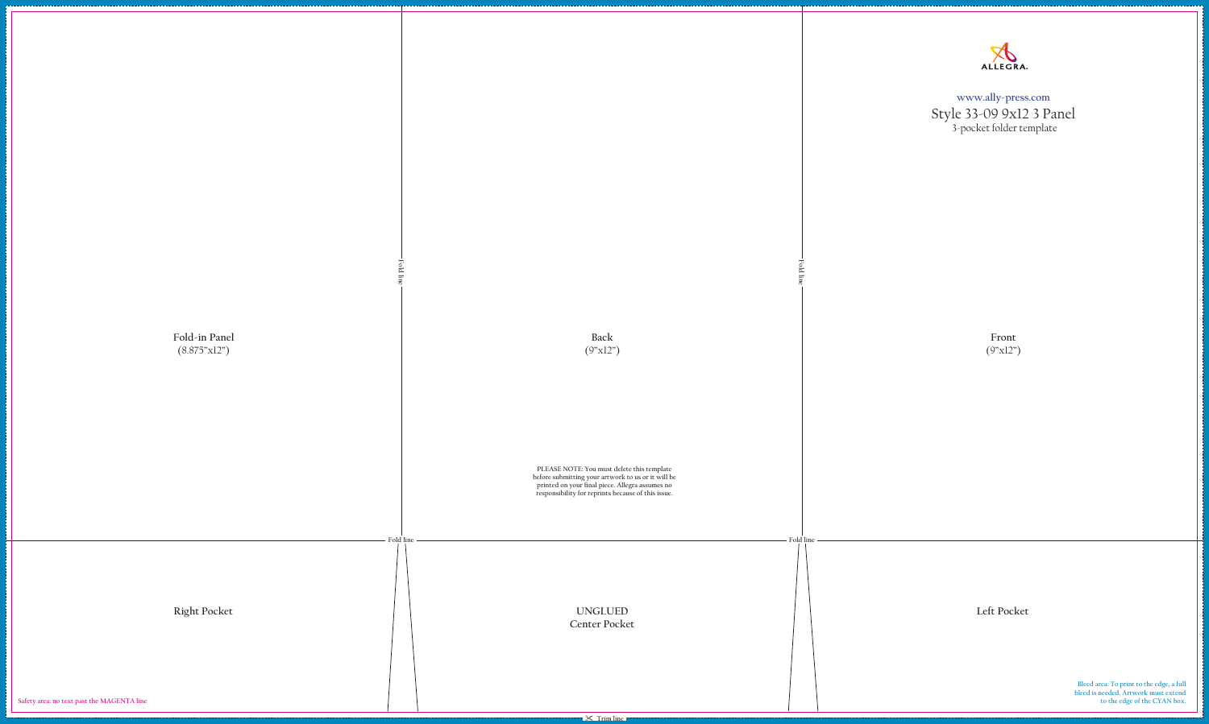ALLEGRA.

www.ally-press.com

Style 33-09 9x12 3 Panel

3-pocket folder template

Fold-in Panel
(8.875"x12")

Fold line

Back
(9"x12")

Fold line

Front
(9"x12")

PLEASE NOTE: You must delete this template before submitting your artwork to us or it will be printed on your final piece. Allegra assumes no responsibility for reprints because of this issue.

Fold line

Fold line

Right Pocket

UNGLUED
Center Pocket

Left Pocket

Safety area: no text past the MAGENTA line

Bleed area: To print to the edge, a full bleed is needed. Artwork must extend to the edge of the CYAN box.

✂ Trim line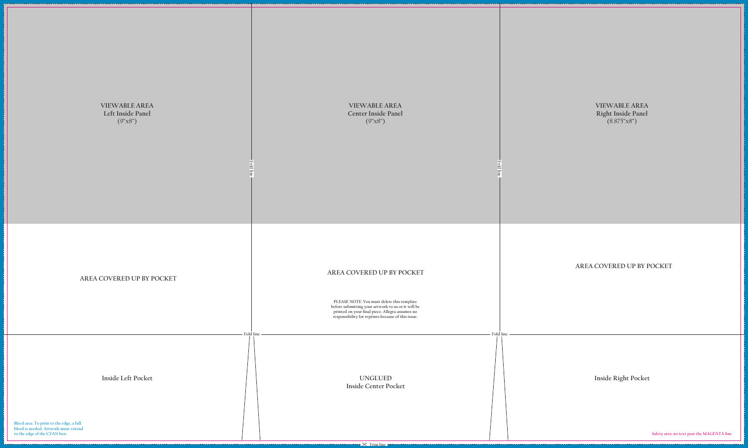VIEWABLE AREA
Left Inside Panel
(9"x8")

VIEWABLE AREA
Center Inside Panel
(9"x8")

VIEWABLE AREA
Right Inside Panel
(8.875"x8")

Fold line

Fold line

AREA COVERED UP BY POCKET

AREA COVERED UP BY POCKET

PLEASE NOTE: You must delete this template before submitting your artwork to us or it will be printed on your final piece. Allegra assumes no responsibility for reprints because of this issue.

AREA COVERED UP BY POCKET

Fold line

Fold line

Inside Left Pocket

UNGLUED
Inside Center Pocket

Inside Right Pocket

Bleed area: To print to the edge, a full bleed is needed. Artwork must extend to the edge of the CYAN box.

Safety area: no text past the MAGENTA line

Trim line